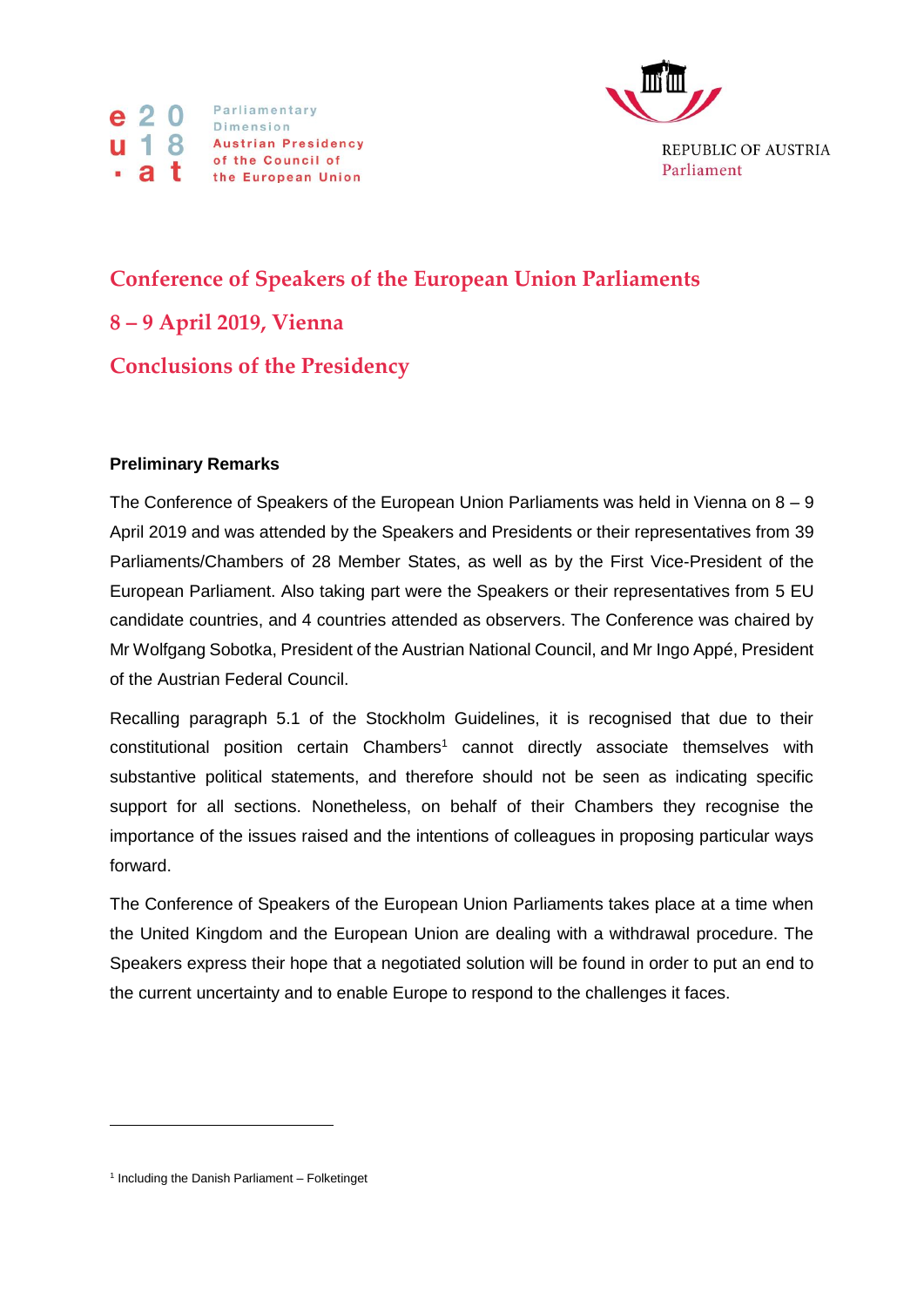e20 u18 .at

Parliamentary Dimension
Austrian Presidency of the Council of the European Union

REPUBLIC OF AUSTRIA
Parliament

# Conference of Speakers of the European Union Parliaments

## 8 – 9 April 2019, Vienna

## Conclusions of the Presidency

**Preliminary Remarks**

The Conference of Speakers of the European Union Parliaments was held in Vienna on 8 – 9 April 2019 and was attended by the Speakers and Presidents or their representatives from 39 Parliaments/Chambers of 28 Member States, as well as by the First Vice-President of the European Parliament. Also taking part were the Speakers or their representatives from 5 EU candidate countries, and 4 countries attended as observers. The Conference was chaired by Mr Wolfgang Sobotka, President of the Austrian National Council, and Mr Ingo Appé, President of the Austrian Federal Council.

Recalling paragraph 5.1 of the Stockholm Guidelines, it is recognised that due to their constitutional position certain Chambers[1] cannot directly associate themselves with substantive political statements, and therefore should not be seen as indicating specific support for all sections. Nonetheless, on behalf of their Chambers they recognise the importance of the issues raised and the intentions of colleagues in proposing particular ways forward.

The Conference of Speakers of the European Union Parliaments takes place at a time when the United Kingdom and the European Union are dealing with a withdrawal procedure. The Speakers express their hope that a negotiated solution will be found in order to put an end to the current uncertainty and to enable Europe to respond to the challenges it faces.

---

[1] Including the Danish Parliament – Folketinget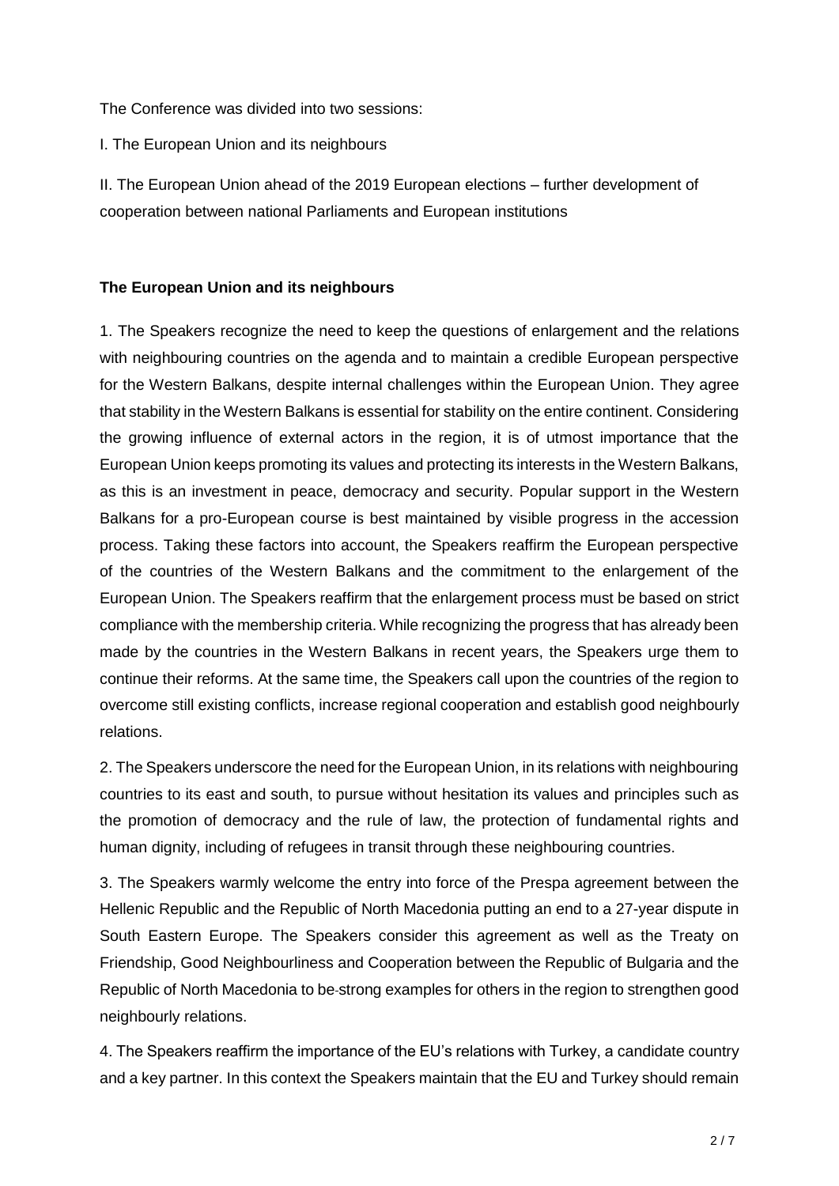The Conference was divided into two sessions:

I. The European Union and its neighbours

II. The European Union ahead of the 2019 European elections – further development of cooperation between national Parliaments and European institutions

**The European Union and its neighbours**

1. The Speakers recognize the need to keep the questions of enlargement and the relations with neighbouring countries on the agenda and to maintain a credible European perspective for the Western Balkans, despite internal challenges within the European Union. They agree that stability in the Western Balkans is essential for stability on the entire continent. Considering the growing influence of external actors in the region, it is of utmost importance that the European Union keeps promoting its values and protecting its interests in the Western Balkans, as this is an investment in peace, democracy and security. Popular support in the Western Balkans for a pro-European course is best maintained by visible progress in the accession process. Taking these factors into account, the Speakers reaffirm the European perspective of the countries of the Western Balkans and the commitment to the enlargement of the European Union. The Speakers reaffirm that the enlargement process must be based on strict compliance with the membership criteria. While recognizing the progress that has already been made by the countries in the Western Balkans in recent years, the Speakers urge them to continue their reforms. At the same time, the Speakers call upon the countries of the region to overcome still existing conflicts, increase regional cooperation and establish good neighbourly relations.

2. The Speakers underscore the need for the European Union, in its relations with neighbouring countries to its east and south, to pursue without hesitation its values and principles such as the promotion of democracy and the rule of law, the protection of fundamental rights and human dignity, including of refugees in transit through these neighbouring countries.

3. The Speakers warmly welcome the entry into force of the Prespa agreement between the Hellenic Republic and the Republic of North Macedonia putting an end to a 27-year dispute in South Eastern Europe. The Speakers consider this agreement as well as the Treaty on Friendship, Good Neighbourliness and Cooperation between the Republic of Bulgaria and the Republic of North Macedonia to be strong examples for others in the region to strengthen good neighbourly relations.

4. The Speakers reaffirm the importance of the EU's relations with Turkey, a candidate country and a key partner. In this context the Speakers maintain that the EU and Turkey should remain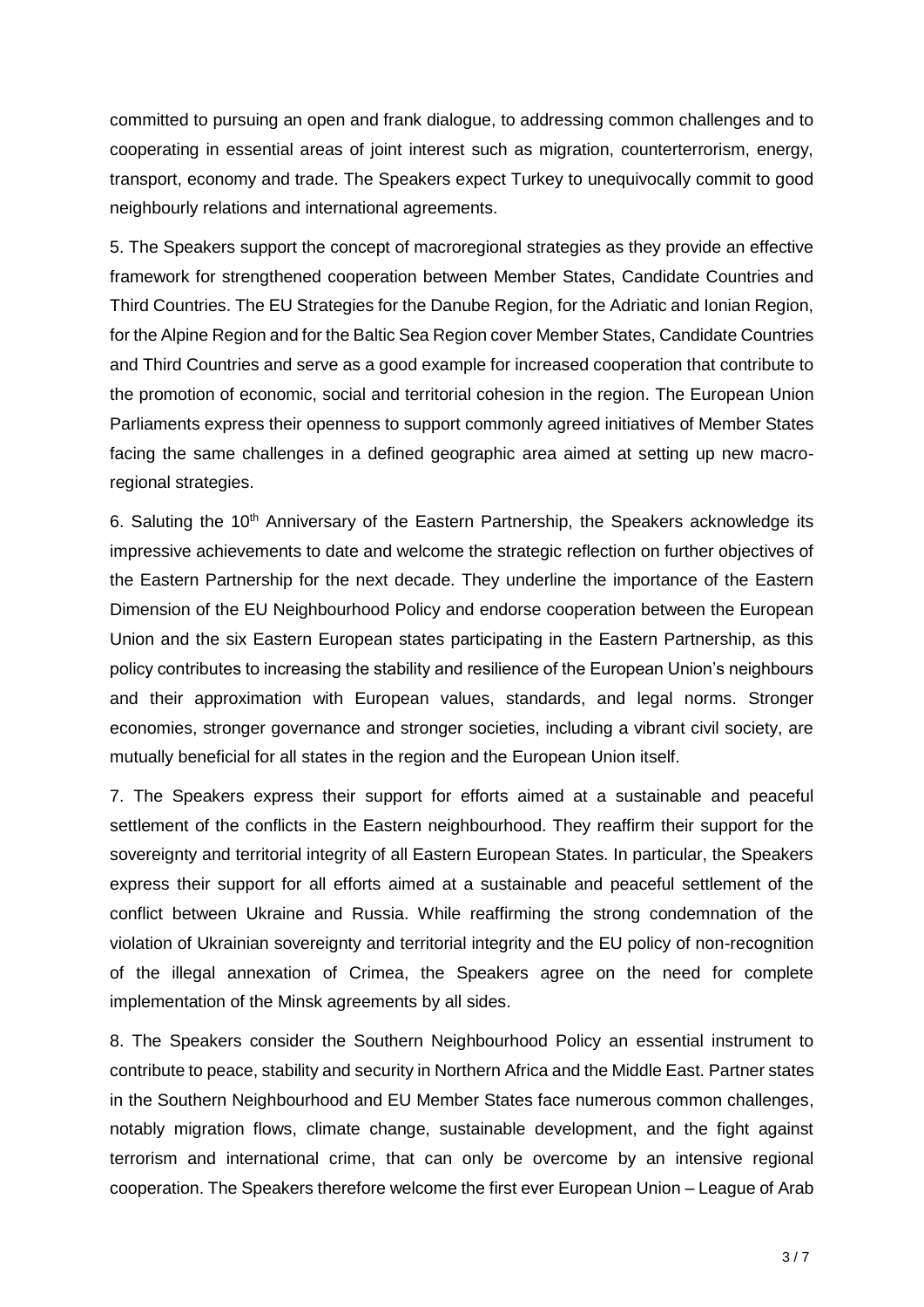committed to pursuing an open and frank dialogue, to addressing common challenges and to cooperating in essential areas of joint interest such as migration, counterterrorism, energy, transport, economy and trade. The Speakers expect Turkey to unequivocally commit to good neighbourly relations and international agreements.

5. The Speakers support the concept of macroregional strategies as they provide an effective framework for strengthened cooperation between Member States, Candidate Countries and Third Countries. The EU Strategies for the Danube Region, for the Adriatic and Ionian Region, for the Alpine Region and for the Baltic Sea Region cover Member States, Candidate Countries and Third Countries and serve as a good example for increased cooperation that contribute to the promotion of economic, social and territorial cohesion in the region. The European Union Parliaments express their openness to support commonly agreed initiatives of Member States facing the same challenges in a defined geographic area aimed at setting up new macro-regional strategies.

6. Saluting the 10th Anniversary of the Eastern Partnership, the Speakers acknowledge its impressive achievements to date and welcome the strategic reflection on further objectives of the Eastern Partnership for the next decade. They underline the importance of the Eastern Dimension of the EU Neighbourhood Policy and endorse cooperation between the European Union and the six Eastern European states participating in the Eastern Partnership, as this policy contributes to increasing the stability and resilience of the European Union's neighbours and their approximation with European values, standards, and legal norms. Stronger economies, stronger governance and stronger societies, including a vibrant civil society, are mutually beneficial for all states in the region and the European Union itself.

7. The Speakers express their support for efforts aimed at a sustainable and peaceful settlement of the conflicts in the Eastern neighbourhood. They reaffirm their support for the sovereignty and territorial integrity of all Eastern European States. In particular, the Speakers express their support for all efforts aimed at a sustainable and peaceful settlement of the conflict between Ukraine and Russia. While reaffirming the strong condemnation of the violation of Ukrainian sovereignty and territorial integrity and the EU policy of non-recognition of the illegal annexation of Crimea, the Speakers agree on the need for complete implementation of the Minsk agreements by all sides.

8. The Speakers consider the Southern Neighbourhood Policy an essential instrument to contribute to peace, stability and security in Northern Africa and the Middle East. Partner states in the Southern Neighbourhood and EU Member States face numerous common challenges, notably migration flows, climate change, sustainable development, and the fight against terrorism and international crime, that can only be overcome by an intensive regional cooperation. The Speakers therefore welcome the first ever European Union – League of Arab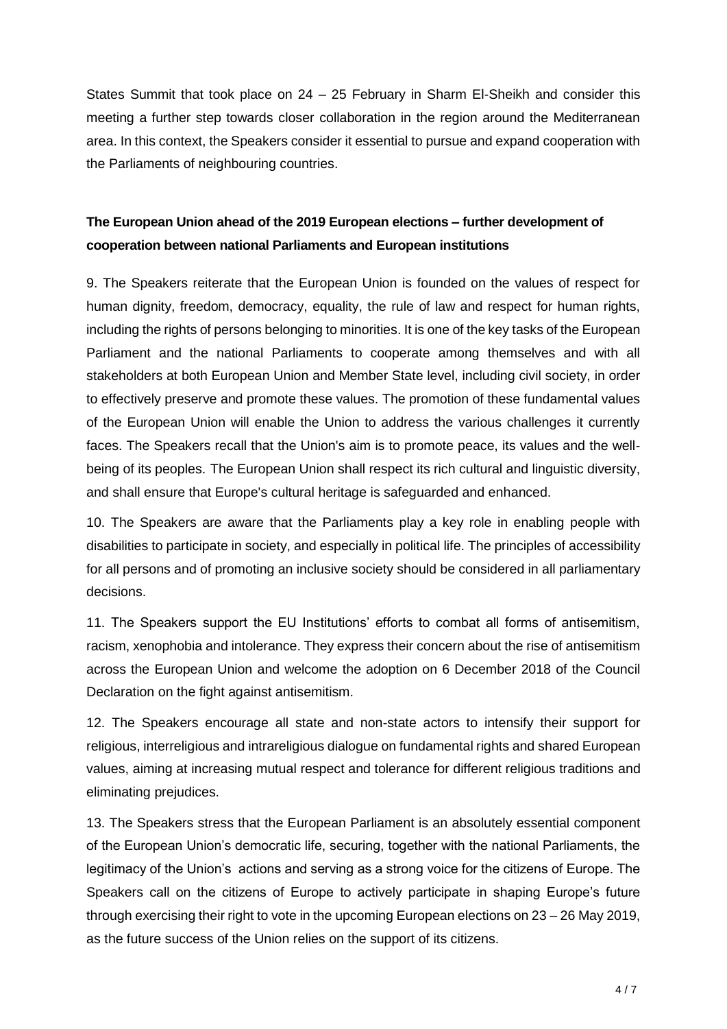States Summit that took place on 24 – 25 February in Sharm El-Sheikh and consider this meeting a further step towards closer collaboration in the region around the Mediterranean area. In this context, the Speakers consider it essential to pursue and expand cooperation with the Parliaments of neighbouring countries.

**The European Union ahead of the 2019 European elections – further development of cooperation between national Parliaments and European institutions**

9. The Speakers reiterate that the European Union is founded on the values of respect for human dignity, freedom, democracy, equality, the rule of law and respect for human rights, including the rights of persons belonging to minorities. It is one of the key tasks of the European Parliament and the national Parliaments to cooperate among themselves and with all stakeholders at both European Union and Member State level, including civil society, in order to effectively preserve and promote these values. The promotion of these fundamental values of the European Union will enable the Union to address the various challenges it currently faces. The Speakers recall that the Union's aim is to promote peace, its values and the well-being of its peoples. The European Union shall respect its rich cultural and linguistic diversity, and shall ensure that Europe's cultural heritage is safeguarded and enhanced.

10. The Speakers are aware that the Parliaments play a key role in enabling people with disabilities to participate in society, and especially in political life. The principles of accessibility for all persons and of promoting an inclusive society should be considered in all parliamentary decisions.

11. The Speakers support the EU Institutions' efforts to combat all forms of antisemitism, racism, xenophobia and intolerance. They express their concern about the rise of antisemitism across the European Union and welcome the adoption on 6 December 2018 of the Council Declaration on the fight against antisemitism.

12. The Speakers encourage all state and non-state actors to intensify their support for religious, interreligious and intrareligious dialogue on fundamental rights and shared European values, aiming at increasing mutual respect and tolerance for different religious traditions and eliminating prejudices.

13. The Speakers stress that the European Parliament is an absolutely essential component of the European Union's democratic life, securing, together with the national Parliaments, the legitimacy of the Union's actions and serving as a strong voice for the citizens of Europe. The Speakers call on the citizens of Europe to actively participate in shaping Europe's future through exercising their right to vote in the upcoming European elections on 23 – 26 May 2019, as the future success of the Union relies on the support of its citizens.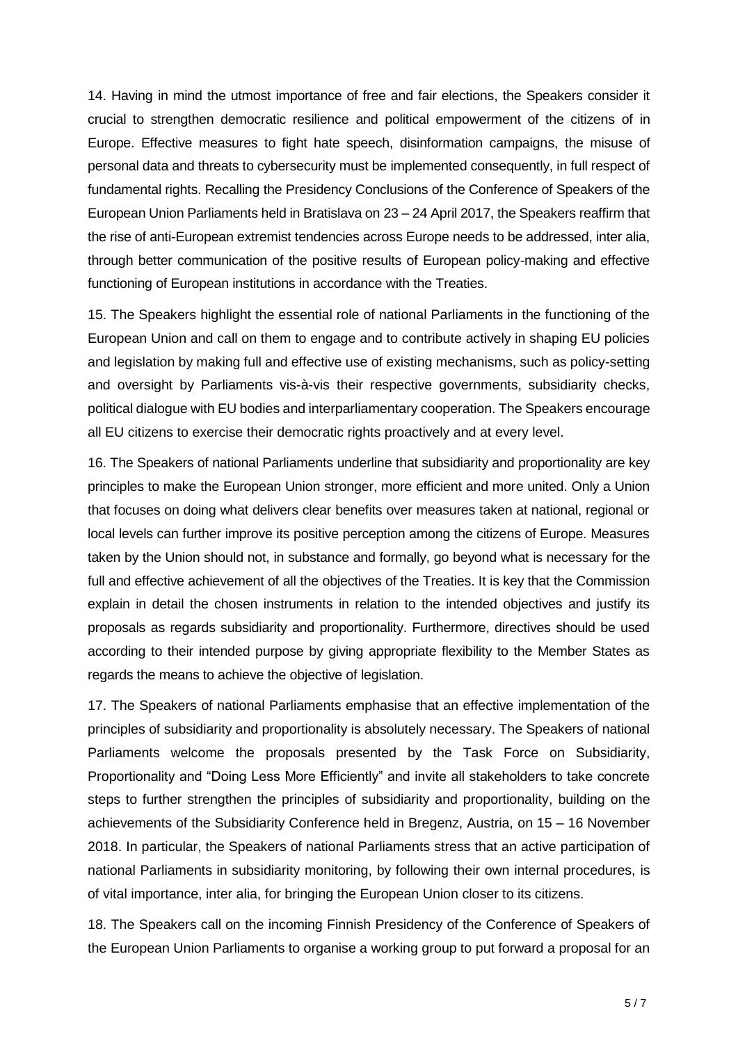14. Having in mind the utmost importance of free and fair elections, the Speakers consider it crucial to strengthen democratic resilience and political empowerment of the citizens of in Europe. Effective measures to fight hate speech, disinformation campaigns, the misuse of personal data and threats to cybersecurity must be implemented consequently, in full respect of fundamental rights. Recalling the Presidency Conclusions of the Conference of Speakers of the European Union Parliaments held in Bratislava on 23 – 24 April 2017, the Speakers reaffirm that the rise of anti-European extremist tendencies across Europe needs to be addressed, inter alia, through better communication of the positive results of European policy-making and effective functioning of European institutions in accordance with the Treaties.

15. The Speakers highlight the essential role of national Parliaments in the functioning of the European Union and call on them to engage and to contribute actively in shaping EU policies and legislation by making full and effective use of existing mechanisms, such as policy-setting and oversight by Parliaments vis-à-vis their respective governments, subsidiarity checks, political dialogue with EU bodies and interparliamentary cooperation. The Speakers encourage all EU citizens to exercise their democratic rights proactively and at every level.

16. The Speakers of national Parliaments underline that subsidiarity and proportionality are key principles to make the European Union stronger, more efficient and more united. Only a Union that focuses on doing what delivers clear benefits over measures taken at national, regional or local levels can further improve its positive perception among the citizens of Europe. Measures taken by the Union should not, in substance and formally, go beyond what is necessary for the full and effective achievement of all the objectives of the Treaties. It is key that the Commission explain in detail the chosen instruments in relation to the intended objectives and justify its proposals as regards subsidiarity and proportionality. Furthermore, directives should be used according to their intended purpose by giving appropriate flexibility to the Member States as regards the means to achieve the objective of legislation.

17. The Speakers of national Parliaments emphasise that an effective implementation of the principles of subsidiarity and proportionality is absolutely necessary. The Speakers of national Parliaments welcome the proposals presented by the Task Force on Subsidiarity, Proportionality and "Doing Less More Efficiently" and invite all stakeholders to take concrete steps to further strengthen the principles of subsidiarity and proportionality, building on the achievements of the Subsidiarity Conference held in Bregenz, Austria, on 15 – 16 November 2018. In particular, the Speakers of national Parliaments stress that an active participation of national Parliaments in subsidiarity monitoring, by following their own internal procedures, is of vital importance, inter alia, for bringing the European Union closer to its citizens.

18. The Speakers call on the incoming Finnish Presidency of the Conference of Speakers of the European Union Parliaments to organise a working group to put forward a proposal for an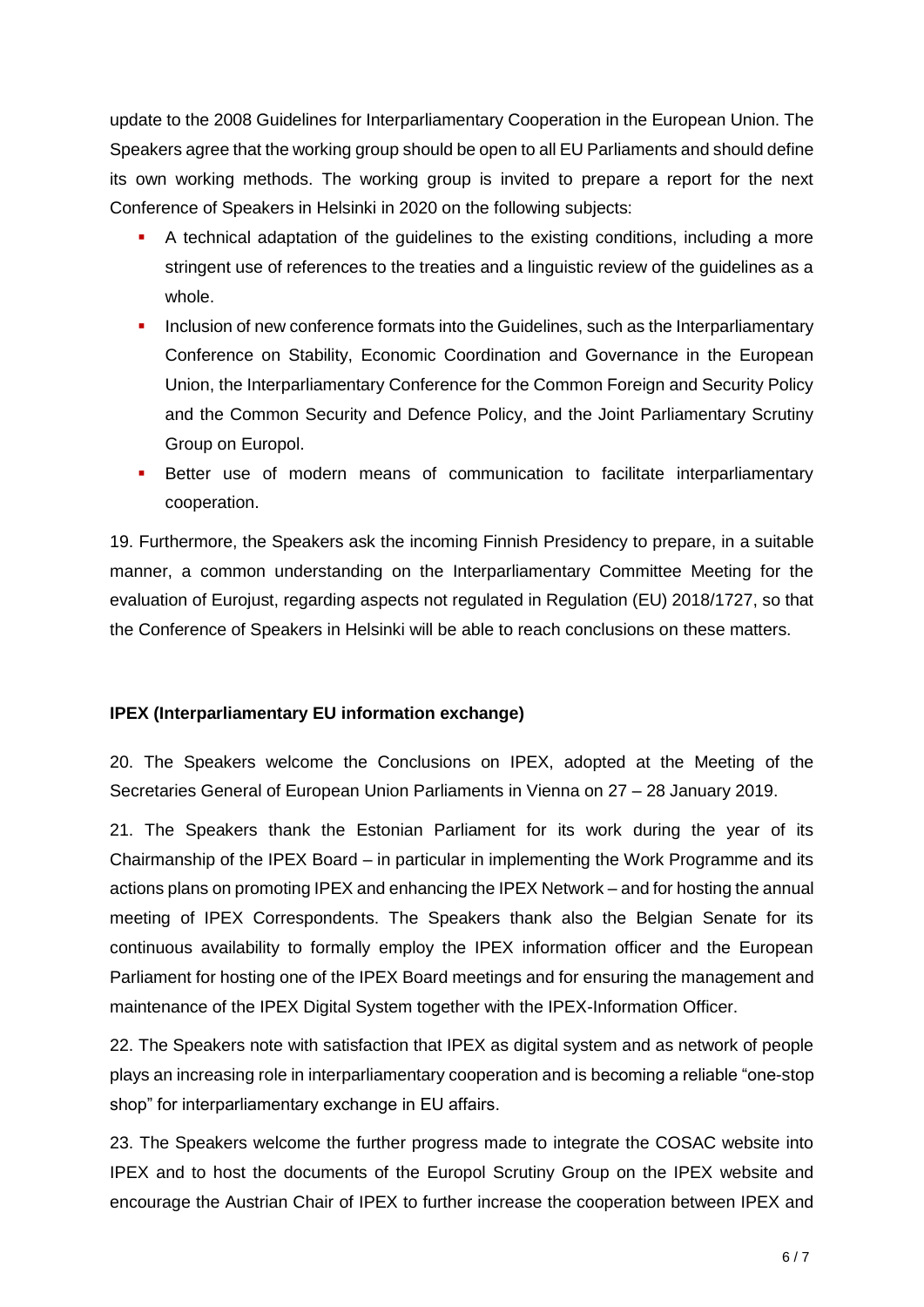update to the 2008 Guidelines for Interparliamentary Cooperation in the European Union. The Speakers agree that the working group should be open to all EU Parliaments and should define its own working methods. The working group is invited to prepare a report for the next Conference of Speakers in Helsinki in 2020 on the following subjects:

- A technical adaptation of the guidelines to the existing conditions, including a more stringent use of references to the treaties and a linguistic review of the guidelines as a whole.
- Inclusion of new conference formats into the Guidelines, such as the Interparliamentary Conference on Stability, Economic Coordination and Governance in the European Union, the Interparliamentary Conference for the Common Foreign and Security Policy and the Common Security and Defence Policy, and the Joint Parliamentary Scrutiny Group on Europol.
- Better use of modern means of communication to facilitate interparliamentary cooperation.

19. Furthermore, the Speakers ask the incoming Finnish Presidency to prepare, in a suitable manner, a common understanding on the Interparliamentary Committee Meeting for the evaluation of Eurojust, regarding aspects not regulated in Regulation (EU) 2018/1727, so that the Conference of Speakers in Helsinki will be able to reach conclusions on these matters.

**IPEX (Interparliamentary EU information exchange)**

20. The Speakers welcome the Conclusions on IPEX, adopted at the Meeting of the Secretaries General of European Union Parliaments in Vienna on 27 – 28 January 2019.

21. The Speakers thank the Estonian Parliament for its work during the year of its Chairmanship of the IPEX Board – in particular in implementing the Work Programme and its actions plans on promoting IPEX and enhancing the IPEX Network – and for hosting the annual meeting of IPEX Correspondents. The Speakers thank also the Belgian Senate for its continuous availability to formally employ the IPEX information officer and the European Parliament for hosting one of the IPEX Board meetings and for ensuring the management and maintenance of the IPEX Digital System together with the IPEX-Information Officer.

22. The Speakers note with satisfaction that IPEX as digital system and as network of people plays an increasing role in interparliamentary cooperation and is becoming a reliable "one-stop shop" for interparliamentary exchange in EU affairs.

23. The Speakers welcome the further progress made to integrate the COSAC website into IPEX and to host the documents of the Europol Scrutiny Group on the IPEX website and encourage the Austrian Chair of IPEX to further increase the cooperation between IPEX and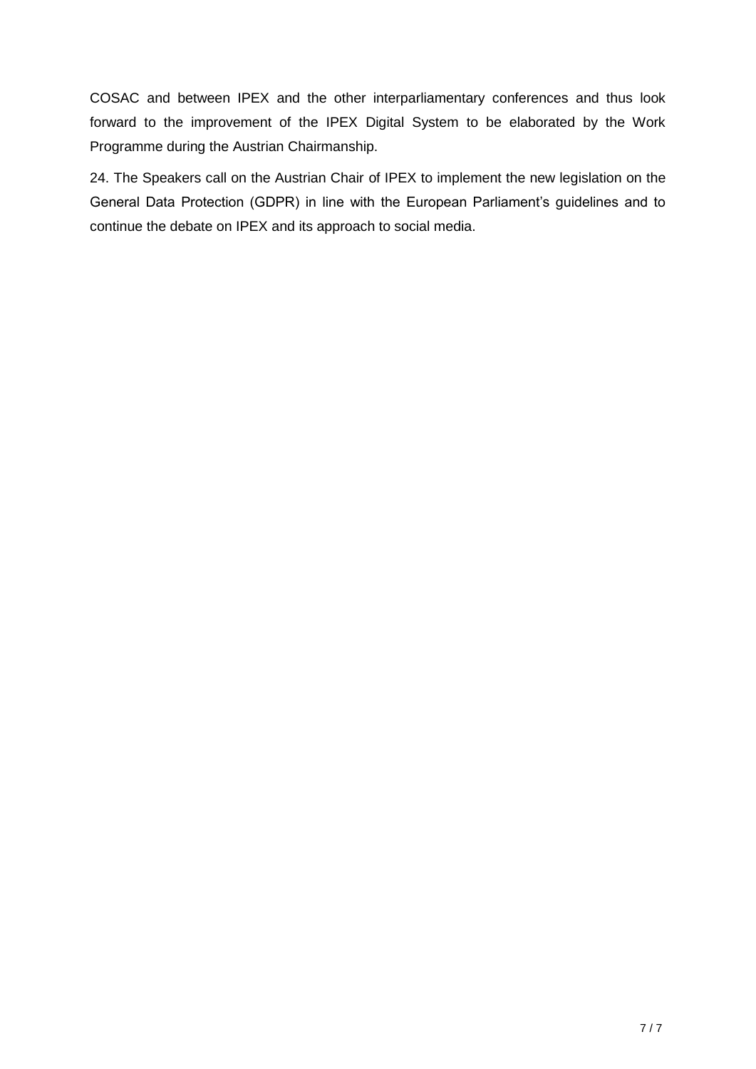COSAC and between IPEX and the other interparliamentary conferences and thus look forward to the improvement of the IPEX Digital System to be elaborated by the Work Programme during the Austrian Chairmanship.

24. The Speakers call on the Austrian Chair of IPEX to implement the new legislation on the General Data Protection (GDPR) in line with the European Parliament's guidelines and to continue the debate on IPEX and its approach to social media.